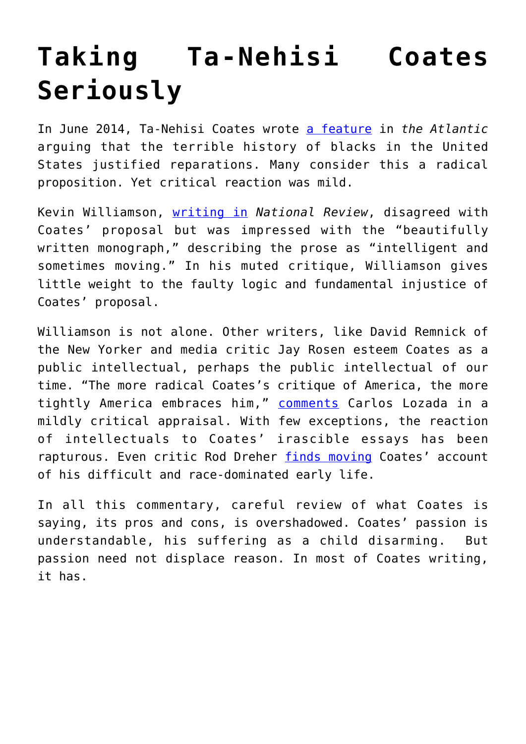# Taking Ta-Nehisi Coates Seriously

In June 2014, Ta-Nehisi Coates wrote a feature in *the Atlantic* arguing that the terrible history of blacks in the United States justified reparations. Many consider this a radical proposition. Yet critical reaction was mild.

Kevin Williamson, writing in *National Review*, disagreed with Coates' proposal but was impressed with the "beautifully written monograph," describing the prose as "intelligent and sometimes moving." In his muted critique, Williamson gives little weight to the faulty logic and fundamental injustice of Coates' proposal.

Williamson is not alone. Other writers, like David Remnick of the New Yorker and media critic Jay Rosen esteem Coates as a public intellectual, perhaps the public intellectual of our time. "The more radical Coates's critique of America, the more tightly America embraces him," comments Carlos Lozada in a mildly critical appraisal. With few exceptions, the reaction of intellectuals to Coates' irascible essays has been rapturous. Even critic Rod Dreher finds moving Coates' account of his difficult and race-dominated early life.

In all this commentary, careful review of what Coates is saying, its pros and cons, is overshadowed. Coates' passion is understandable, his suffering as a child disarming. But passion need not displace reason. In most of Coates writing, it has.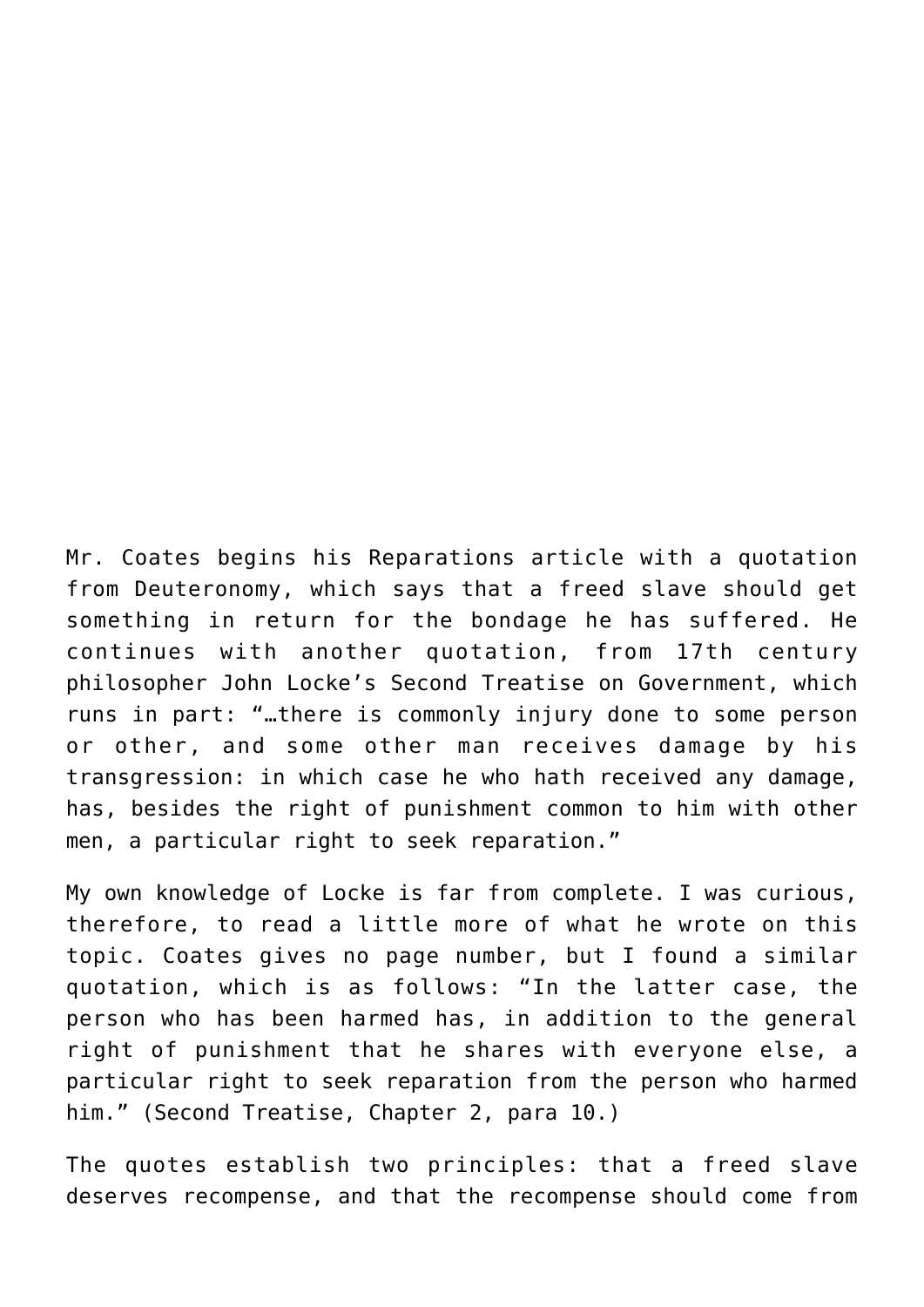Mr. Coates begins his Reparations article with a quotation from Deuteronomy, which says that a freed slave should get something in return for the bondage he has suffered. He continues with another quotation, from 17th century philosopher John Locke's Second Treatise on Government, which runs in part: "…there is commonly injury done to some person or other, and some other man receives damage by his transgression: in which case he who hath received any damage, has, besides the right of punishment common to him with other men, a particular right to seek reparation."

My own knowledge of Locke is far from complete. I was curious, therefore, to read a little more of what he wrote on this topic. Coates gives no page number, but I found a similar quotation, which is as follows: "In the latter case, the person who has been harmed has, in addition to the general right of punishment that he shares with everyone else, a particular right to seek reparation from the person who harmed him." (Second Treatise, Chapter 2, para 10.)

The quotes establish two principles: that a freed slave deserves recompense, and that the recompense should come from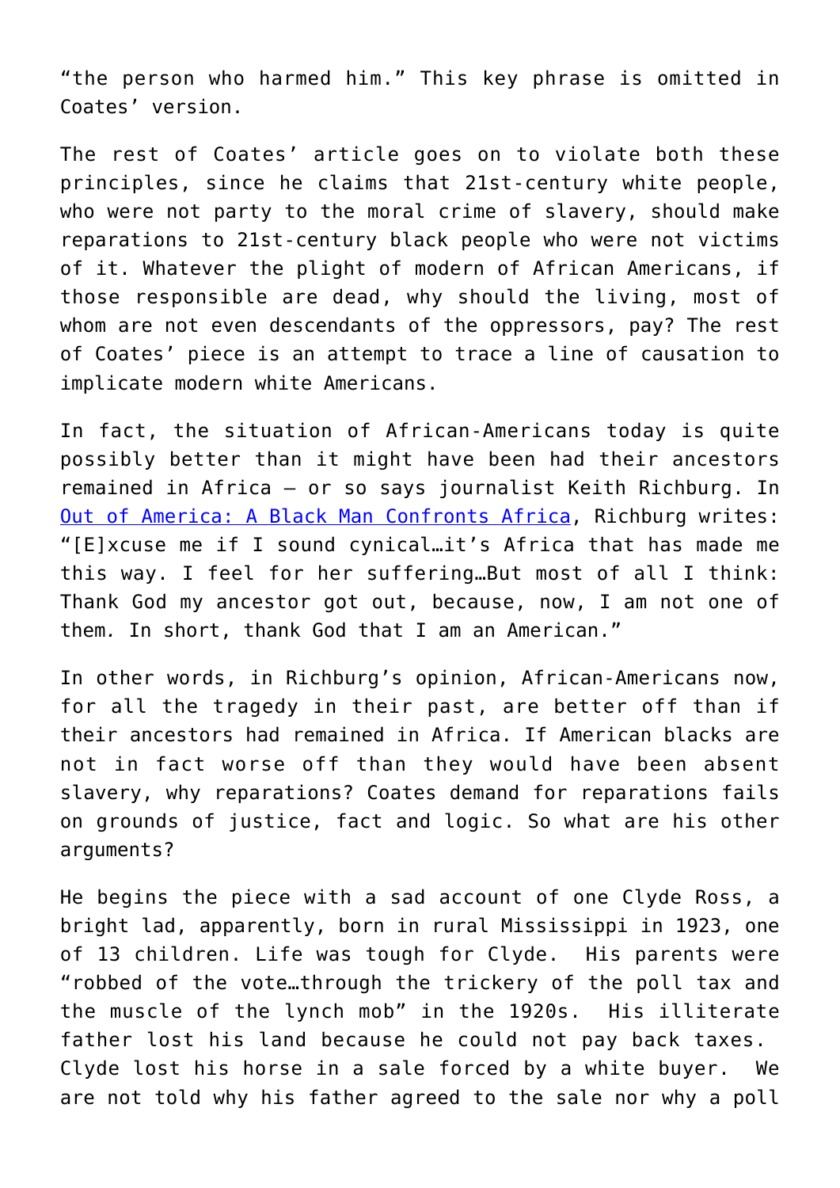"the person who harmed him." This key phrase is omitted in Coates' version.

The rest of Coates' article goes on to violate both these principles, since he claims that 21st-century white people, who were not party to the moral crime of slavery, should make reparations to 21st-century black people who were not victims of it. Whatever the plight of modern of African Americans, if those responsible are dead, why should the living, most of whom are not even descendants of the oppressors, pay? The rest of Coates' piece is an attempt to trace a line of causation to implicate modern white Americans.

In fact, the situation of African-Americans today is quite possibly better than it might have been had their ancestors remained in Africa – or so says journalist Keith Richburg. In [Out of America: A Black Man Confronts Africa](), Richburg writes: "[E]xcuse me if I sound cynical…it's Africa that has made me this way. I feel for her suffering…But most of all I think: Thank God my ancestor got out, because, now, I am not one of them. In short, thank God that I am an American."

In other words, in Richburg's opinion, African-Americans now, for all the tragedy in their past, are better off than if their ancestors had remained in Africa. If American blacks are not in fact worse off than they would have been absent slavery, why reparations? Coates demand for reparations fails on grounds of justice, fact and logic. So what are his other arguments?

He begins the piece with a sad account of one Clyde Ross, a bright lad, apparently, born in rural Mississippi in 1923, one of 13 children. Life was tough for Clyde. His parents were "robbed of the vote…through the trickery of the poll tax and the muscle of the lynch mob" in the 1920s. His illiterate father lost his land because he could not pay back taxes. Clyde lost his horse in a sale forced by a white buyer. We are not told why his father agreed to the sale nor why a poll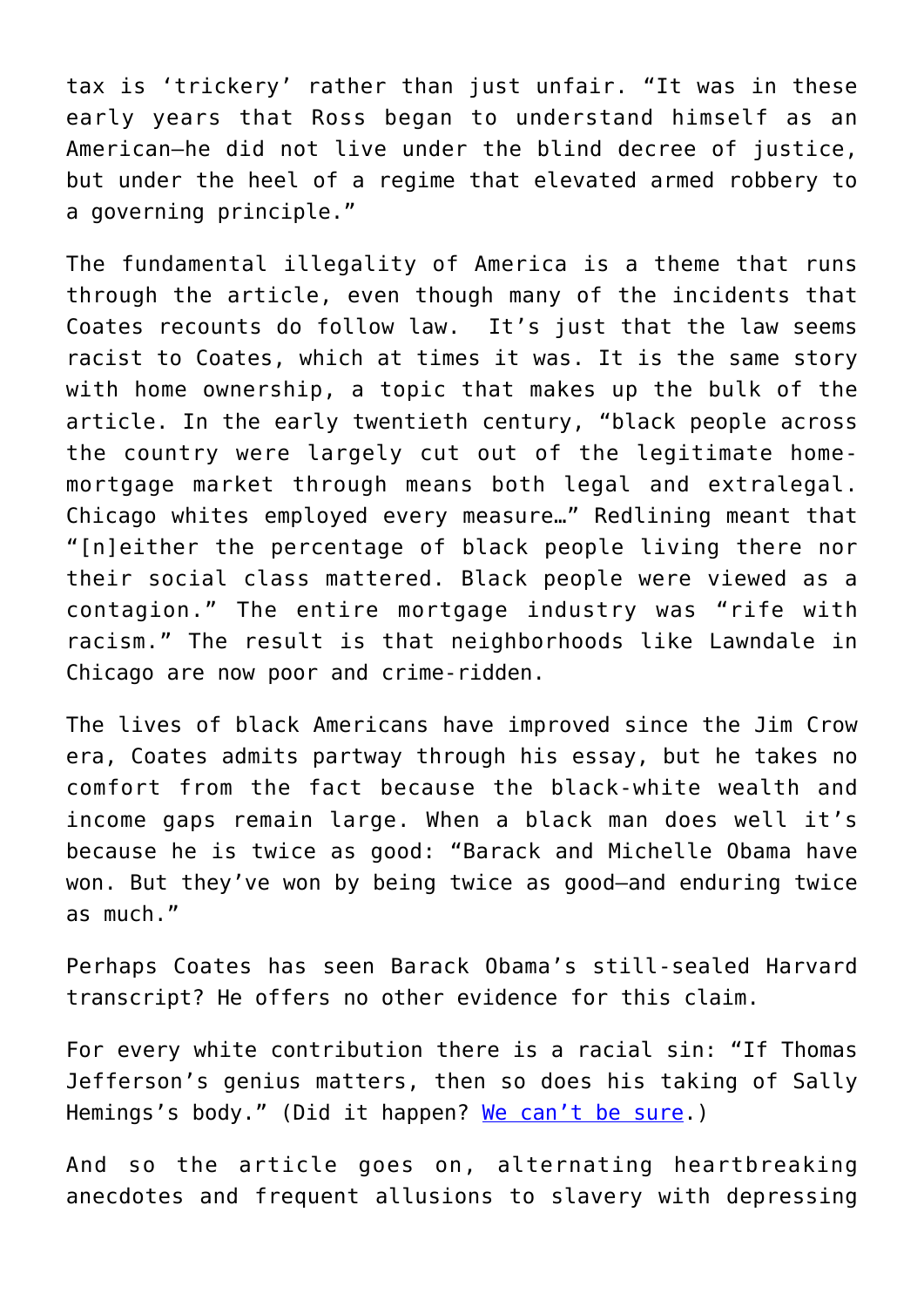tax is 'trickery' rather than just unfair. "It was in these early years that Ross began to understand himself as an American—he did not live under the blind decree of justice, but under the heel of a regime that elevated armed robbery to a governing principle."

The fundamental illegality of America is a theme that runs through the article, even though many of the incidents that Coates recounts do follow law. It's just that the law seems racist to Coates, which at times it was. It is the same story with home ownership, a topic that makes up the bulk of the article. In the early twentieth century, "black people across the country were largely cut out of the legitimate home-mortgage market through means both legal and extralegal. Chicago whites employed every measure…" Redlining meant that "[n]either the percentage of black people living there nor their social class mattered. Black people were viewed as a contagion." The entire mortgage industry was "rife with racism." The result is that neighborhoods like Lawndale in Chicago are now poor and crime-ridden.

The lives of black Americans have improved since the Jim Crow era, Coates admits partway through his essay, but he takes no comfort from the fact because the black-white wealth and income gaps remain large. When a black man does well it's because he is twice as good: "Barack and Michelle Obama have won. But they've won by being twice as good—and enduring twice as much."

Perhaps Coates has seen Barack Obama's still-sealed Harvard transcript? He offers no other evidence for this claim.

For every white contribution there is a racial sin: "If Thomas Jefferson's genius matters, then so does his taking of Sally Hemings's body." (Did it happen? [We can't be sure](#).)

And so the article goes on, alternating heartbreaking anecdotes and frequent allusions to slavery with depressing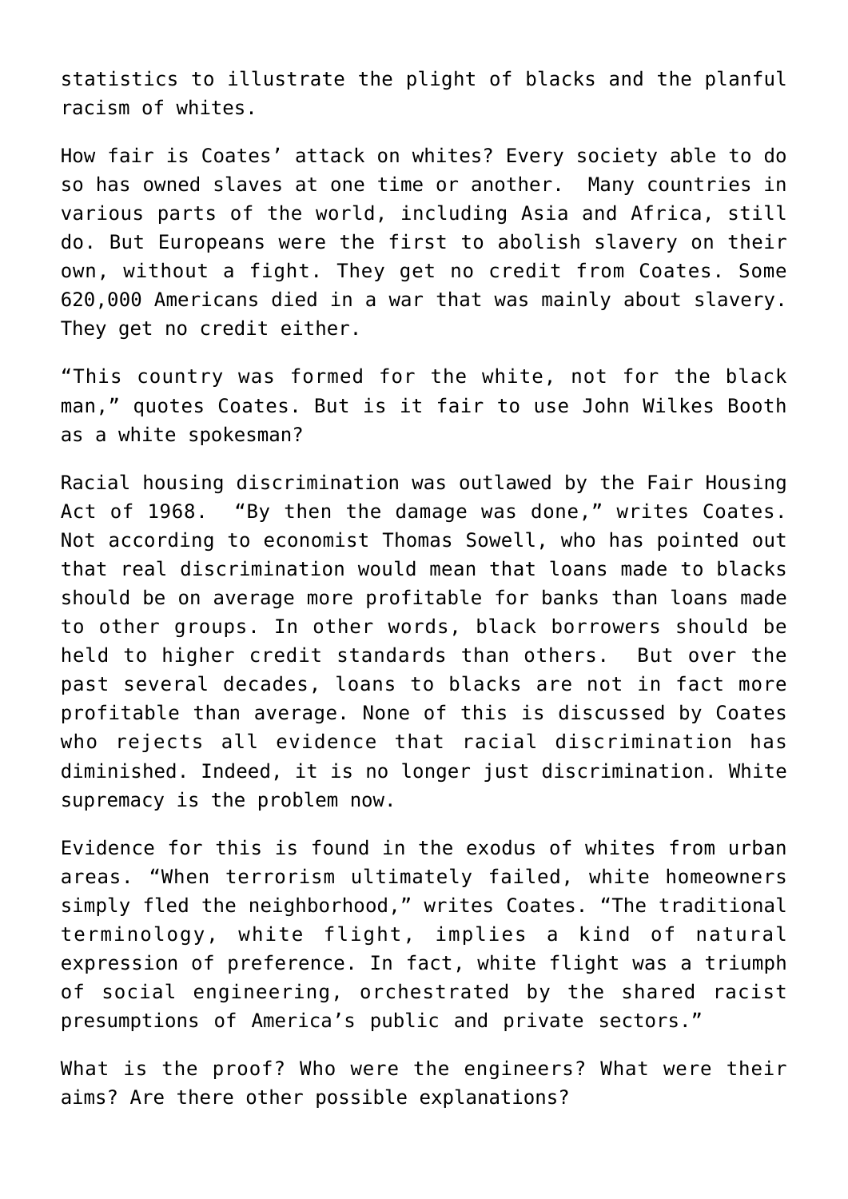statistics to illustrate the plight of blacks and the planful racism of whites.

How fair is Coates' attack on whites? Every society able to do so has owned slaves at one time or another. Many countries in various parts of the world, including Asia and Africa, still do. But Europeans were the first to abolish slavery on their own, without a fight. They get no credit from Coates. Some 620,000 Americans died in a war that was mainly about slavery. They get no credit either.

"This country was formed for the white, not for the black man," quotes Coates. But is it fair to use John Wilkes Booth as a white spokesman?

Racial housing discrimination was outlawed by the Fair Housing Act of 1968. "By then the damage was done," writes Coates. Not according to economist Thomas Sowell, who has pointed out that real discrimination would mean that loans made to blacks should be on average more profitable for banks than loans made to other groups. In other words, black borrowers should be held to higher credit standards than others. But over the past several decades, loans to blacks are not in fact more profitable than average. None of this is discussed by Coates who rejects all evidence that racial discrimination has diminished. Indeed, it is no longer just discrimination. White supremacy is the problem now.

Evidence for this is found in the exodus of whites from urban areas. "When terrorism ultimately failed, white homeowners simply fled the neighborhood," writes Coates. "The traditional terminology, white flight, implies a kind of natural expression of preference. In fact, white flight was a triumph of social engineering, orchestrated by the shared racist presumptions of America's public and private sectors."

What is the proof? Who were the engineers? What were their aims? Are there other possible explanations?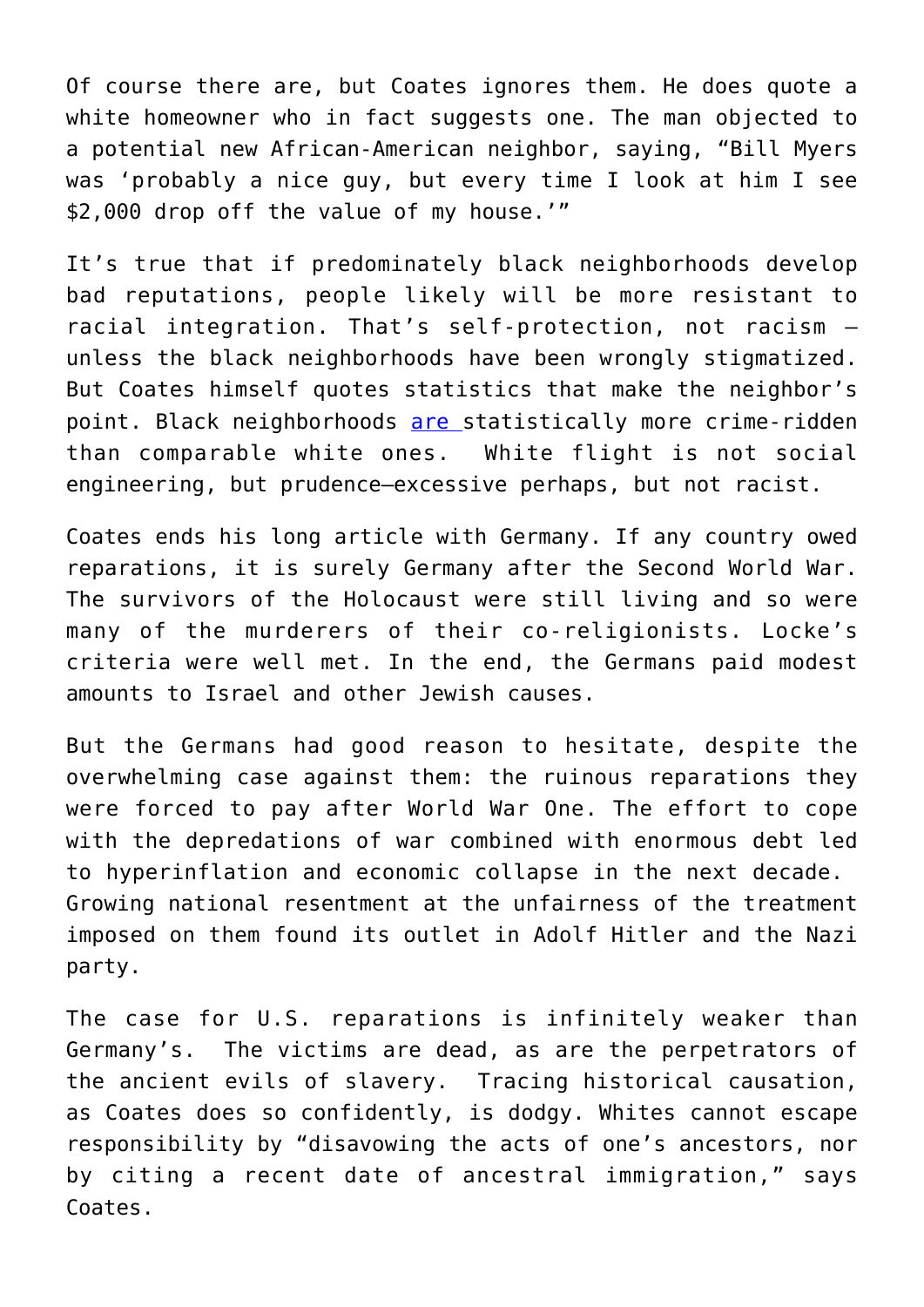Of course there are, but Coates ignores them. He does quote a white homeowner who in fact suggests one. The man objected to a potential new African-American neighbor, saying, "Bill Myers was 'probably a nice guy, but every time I look at him I see $2,000 drop off the value of my house.'"

It's true that if predominately black neighborhoods develop bad reputations, people likely will be more resistant to racial integration. That's self-protection, not racism – unless the black neighborhoods have been wrongly stigmatized. But Coates himself quotes statistics that make the neighbor's point. Black neighborhoods [are ]statistically more crime-ridden than comparable white ones. White flight is not social engineering, but prudence—excessive perhaps, but not racist.

Coates ends his long article with Germany. If any country owed reparations, it is surely Germany after the Second World War. The survivors of the Holocaust were still living and so were many of the murderers of their co-religionists. Locke's criteria were well met. In the end, the Germans paid modest amounts to Israel and other Jewish causes.

But the Germans had good reason to hesitate, despite the overwhelming case against them: the ruinous reparations they were forced to pay after World War One. The effort to cope with the depredations of war combined with enormous debt led to hyperinflation and economic collapse in the next decade. Growing national resentment at the unfairness of the treatment imposed on them found its outlet in Adolf Hitler and the Nazi party.

The case for U.S. reparations is infinitely weaker than Germany's. The victims are dead, as are the perpetrators of the ancient evils of slavery. Tracing historical causation, as Coates does so confidently, is dodgy. Whites cannot escape responsibility by "disavowing the acts of one's ancestors, nor by citing a recent date of ancestral immigration," says Coates.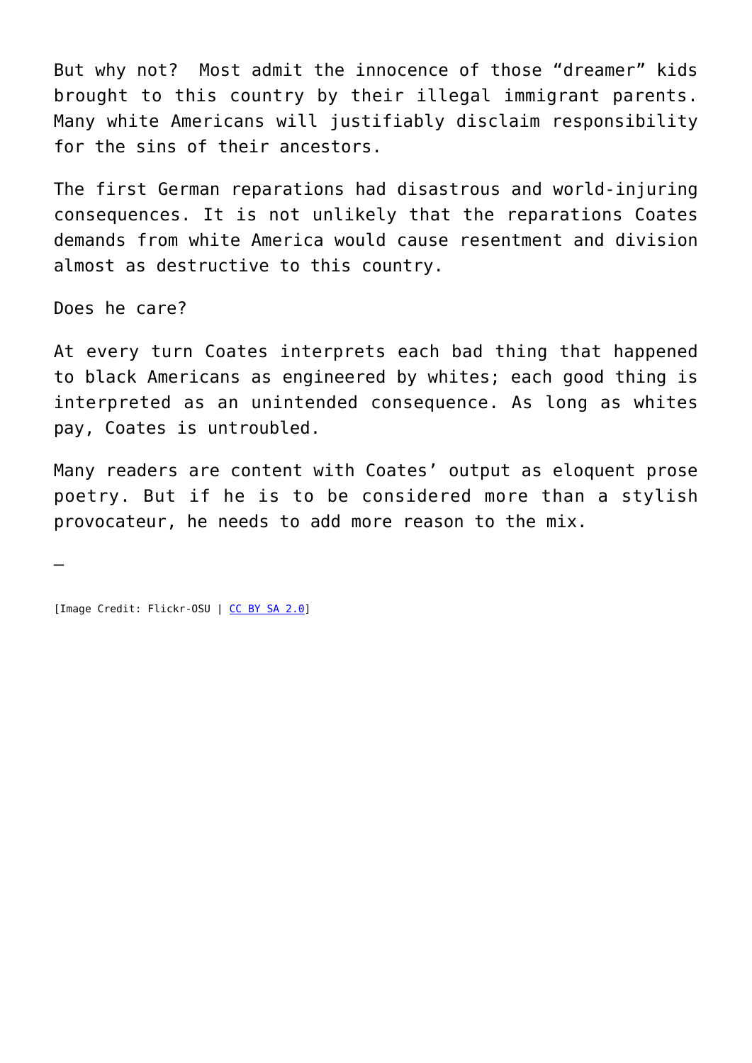But why not? Most admit the innocence of those “dreamer” kids brought to this country by their illegal immigrant parents. Many white Americans will justifiably disclaim responsibility for the sins of their ancestors.

The first German reparations had disastrous and world-injuring consequences. It is not unlikely that the reparations Coates demands from white America would cause resentment and division almost as destructive to this country.

Does he care?

At every turn Coates interprets each bad thing that happened to black Americans as engineered by whites; each good thing is interpreted as an unintended consequence. As long as whites pay, Coates is untroubled.

Many readers are content with Coates’ output as eloquent prose poetry. But if he is to be considered more than a stylish provocateur, he needs to add more reason to the mix.

—

[Image Credit: Flickr-OSU | CC BY SA 2.0]